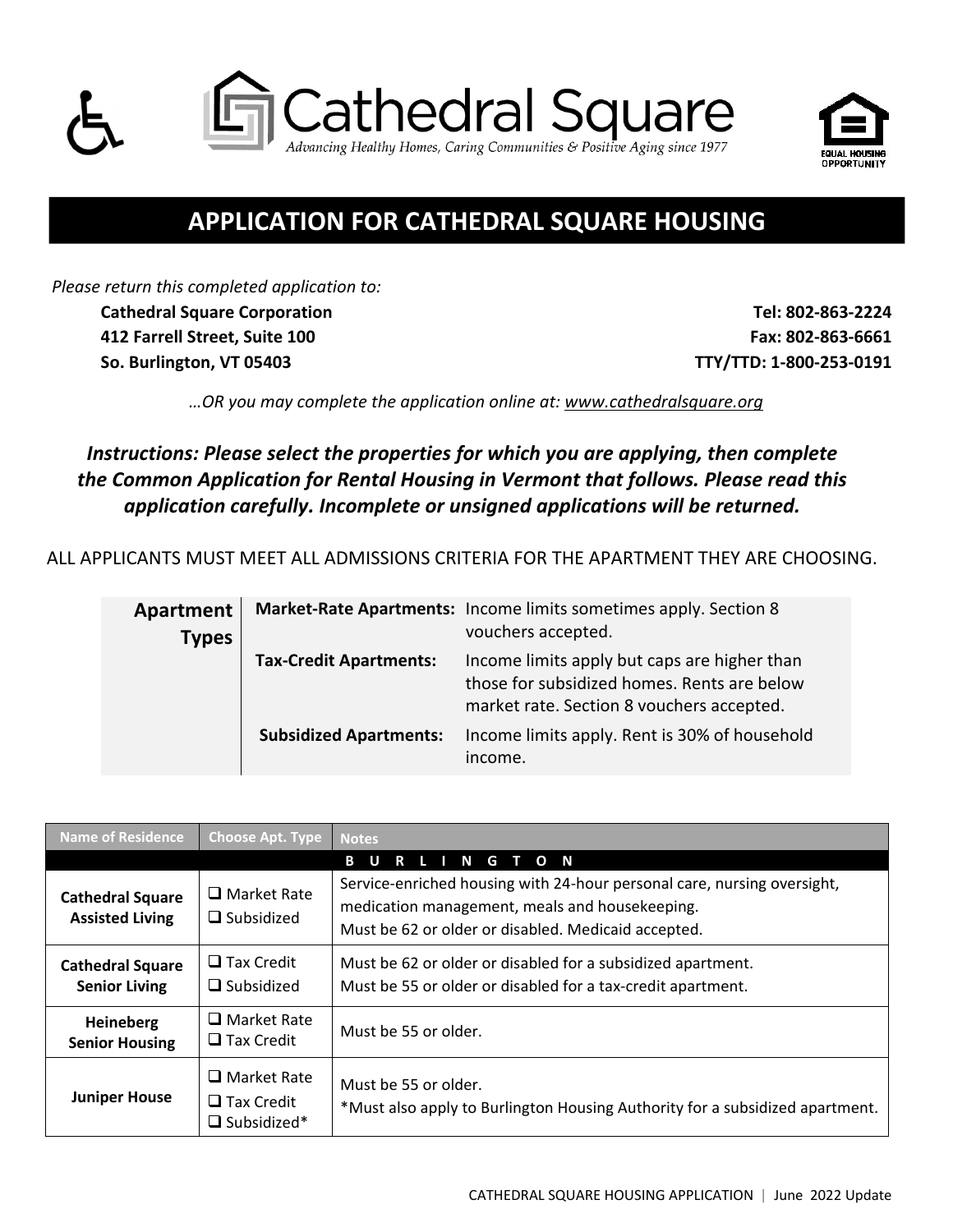# Cathedral Square

*Advancing Healthy Homes, Caring Communities & Positive Aging since 1977*

EQUAL HOUSING OPPORTUNITY

## APPLICATION FOR CATHEDRAL SQUARE HOUSING

*Please return this completed application to:*

**Cathedral Square Corporation**
**412 Farrell Street, Suite 100**
**So. Burlington, VT 05403**

**Tel: 802-863-2224**
**Fax: 802-863-6661**
**TTY/TTD: 1-800-253-0191**

*…OR you may complete the application online at: www.cathedralsquare.org*

***Instructions: Please select the properties for which you are applying, then complete the Common Application for Rental Housing in Vermont that follows. Please read this application carefully. Incomplete or unsigned applications will be returned.***

ALL APPLICANTS MUST MEET ALL ADMISSIONS CRITERIA FOR THE APARTMENT THEY ARE CHOOSING.

| Apartment Types | | |
|---|---|---|
| | **Market-Rate Apartments:** | Income limits sometimes apply. Section 8 vouchers accepted. |
| | **Tax-Credit Apartments:** | Income limits apply but caps are higher than those for subsidized homes. Rents are below market rate. Section 8 vouchers accepted. |
| | **Subsidized Apartments:** | Income limits apply. Rent is 30% of household income. |

| Name of Residence | Choose Apt. Type | Notes |
|---|---|---|
| | | **B U R L I N G T O N** |
| **Cathedral Square Assisted Living** | ❑ Market Rate<br>❑ Subsidized | Service-enriched housing with 24-hour personal care, nursing oversight, medication management, meals and housekeeping.<br>Must be 62 or older or disabled. Medicaid accepted. |
| **Cathedral Square Senior Living** | ❑ Tax Credit<br>❑ Subsidized | Must be 62 or older or disabled for a subsidized apartment.<br>Must be 55 or older or disabled for a tax-credit apartment. |
| **Heineberg Senior Housing** | ❑ Market Rate<br>❑ Tax Credit | Must be 55 or older. |
| **Juniper House** | ❑ Market Rate<br>❑ Tax Credit<br>❑ Subsidized* | Must be 55 or older.<br>*Must also apply to Burlington Housing Authority for a subsidized apartment. |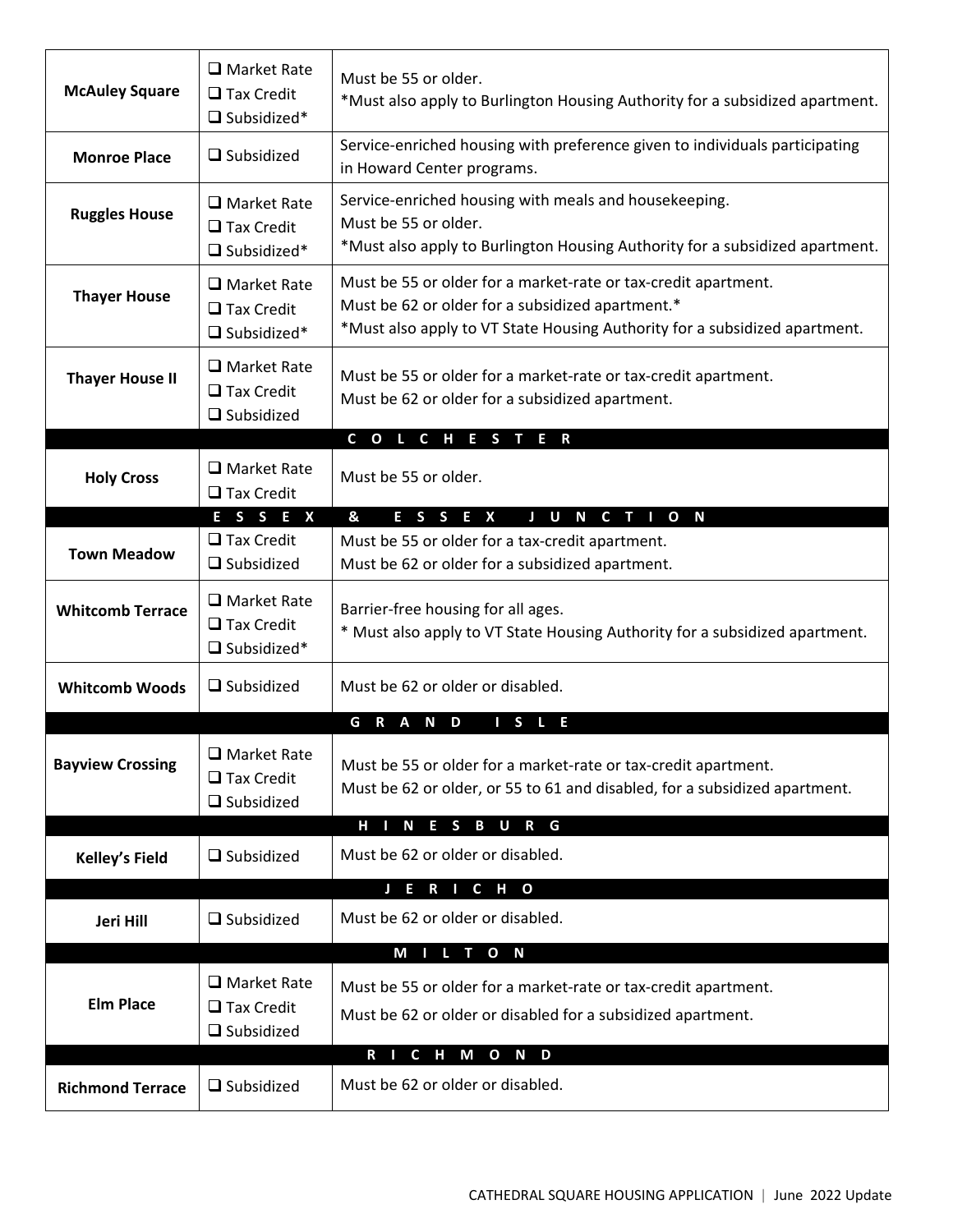| | | |
|---|---|---|
| **McAuley Square** | ❑ Market Rate<br>❑ Tax Credit<br>❑ Subsidized* | Must be 55 or older.<br>*Must also apply to Burlington Housing Authority for a subsidized apartment. |
| **Monroe Place** | ❑ Subsidized | Service-enriched housing with preference given to individuals participating in Howard Center programs. |
| **Ruggles House** | ❑ Market Rate<br>❑ Tax Credit<br>❑ Subsidized* | Service-enriched housing with meals and housekeeping.<br>Must be 55 or older.<br>*Must also apply to Burlington Housing Authority for a subsidized apartment. |
| **Thayer House** | ❑ Market Rate<br>❑ Tax Credit<br>❑ Subsidized* | Must be 55 or older for a market-rate or tax-credit apartment.<br>Must be 62 or older for a subsidized apartment.*<br>*Must also apply to VT State Housing Authority for a subsidized apartment. |
| **Thayer House II** | ❑ Market Rate<br>❑ Tax Credit<br>❑ Subsidized | Must be 55 or older for a market-rate or tax-credit apartment.<br>Must be 62 or older for a subsidized apartment. |
| **COLCHESTER** | | |
| **Holy Cross** | ❑ Market Rate<br>❑ Tax Credit | Must be 55 or older. |
| **ESSEX & ESSEX JUNCTION** | | |
| **Town Meadow** | ❑ Tax Credit<br>❑ Subsidized | Must be 55 or older for a tax-credit apartment.<br>Must be 62 or older for a subsidized apartment. |
| **Whitcomb Terrace** | ❑ Market Rate<br>❑ Tax Credit<br>❑ Subsidized* | Barrier-free housing for all ages.<br>* Must also apply to VT State Housing Authority for a subsidized apartment. |
| **Whitcomb Woods** | ❑ Subsidized | Must be 62 or older or disabled. |
| **GRAND ISLE** | | |
| **Bayview Crossing** | ❑ Market Rate<br>❑ Tax Credit<br>❑ Subsidized | Must be 55 or older for a market-rate or tax-credit apartment.<br>Must be 62 or older, or 55 to 61 and disabled, for a subsidized apartment. |
| **HINESBURG** | | |
| **Kelley's Field** | ❑ Subsidized | Must be 62 or older or disabled. |
| **JERICHO** | | |
| **Jeri Hill** | ❑ Subsidized | Must be 62 or older or disabled. |
| **MILTON** | | |
| **Elm Place** | ❑ Market Rate<br>❑ Tax Credit<br>❑ Subsidized | Must be 55 or older for a market-rate or tax-credit apartment.<br>Must be 62 or older or disabled for a subsidized apartment. |
| **RICHMOND** | | |
| **Richmond Terrace** | ❑ Subsidized | Must be 62 or older or disabled. |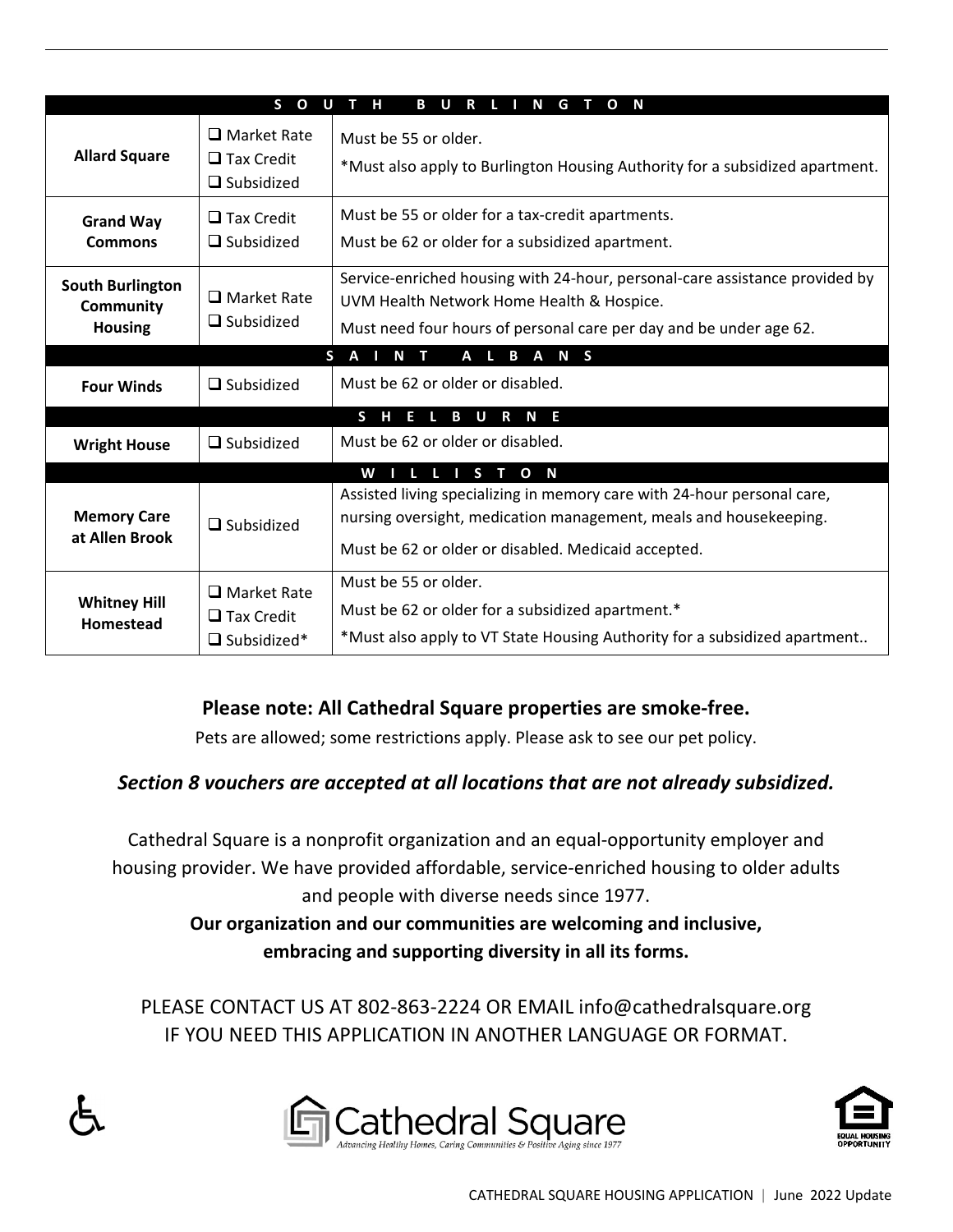| | | |
|---|---|---|
| **SOUTH BURLINGTON** | | |
| **Allard Square** | ❑ Market Rate<br>❑ Tax Credit<br>❑ Subsidized | Must be 55 or older.<br>*Must also apply to Burlington Housing Authority for a subsidized apartment. |
| **Grand Way Commons** | ❑ Tax Credit<br>❑ Subsidized | Must be 55 or older for a tax-credit apartments.<br>Must be 62 or older for a subsidized apartment. |
| **South Burlington Community Housing** | ❑ Market Rate<br>❑ Subsidized | Service-enriched housing with 24-hour, personal-care assistance provided by UVM Health Network Home Health & Hospice.<br>Must need four hours of personal care per day and be under age 62. |
| **SAINT ALBANS** | | |
| **Four Winds** | ❑ Subsidized | Must be 62 or older or disabled. |
| **SHELBURNE** | | |
| **Wright House** | ❑ Subsidized | Must be 62 or older or disabled. |
| **WILLISTON** | | |
| **Memory Care at Allen Brook** | ❑ Subsidized | Assisted living specializing in memory care with 24-hour personal care, nursing oversight, medication management, meals and housekeeping.<br>Must be 62 or older or disabled. Medicaid accepted. |
| **Whitney Hill Homestead** | ❑ Market Rate<br>❑ Tax Credit<br>❑ Subsidized* | Must be 55 or older.<br>Must be 62 or older for a subsidized apartment.*<br>*Must also apply to VT State Housing Authority for a subsidized apartment.. |

**Please note: All Cathedral Square properties are smoke-free.**

Pets are allowed; some restrictions apply. Please ask to see our pet policy.

***Section 8 vouchers are accepted at all locations that are not already subsidized.***

Cathedral Square is a nonprofit organization and an equal-opportunity employer and housing provider. We have provided affordable, service-enriched housing to older adults and people with diverse needs since 1977.

**Our organization and our communities are welcoming and inclusive, embracing and supporting diversity in all its forms.**

PLEASE CONTACT US AT 802-863-2224 OR EMAIL info@cathedralsquare.org IF YOU NEED THIS APPLICATION IN ANOTHER LANGUAGE OR FORMAT.

Cathedral Square
Advancing Healthy Homes, Caring Communities & Positive Aging since 1977

EQUAL HOUSING OPPORTUNITY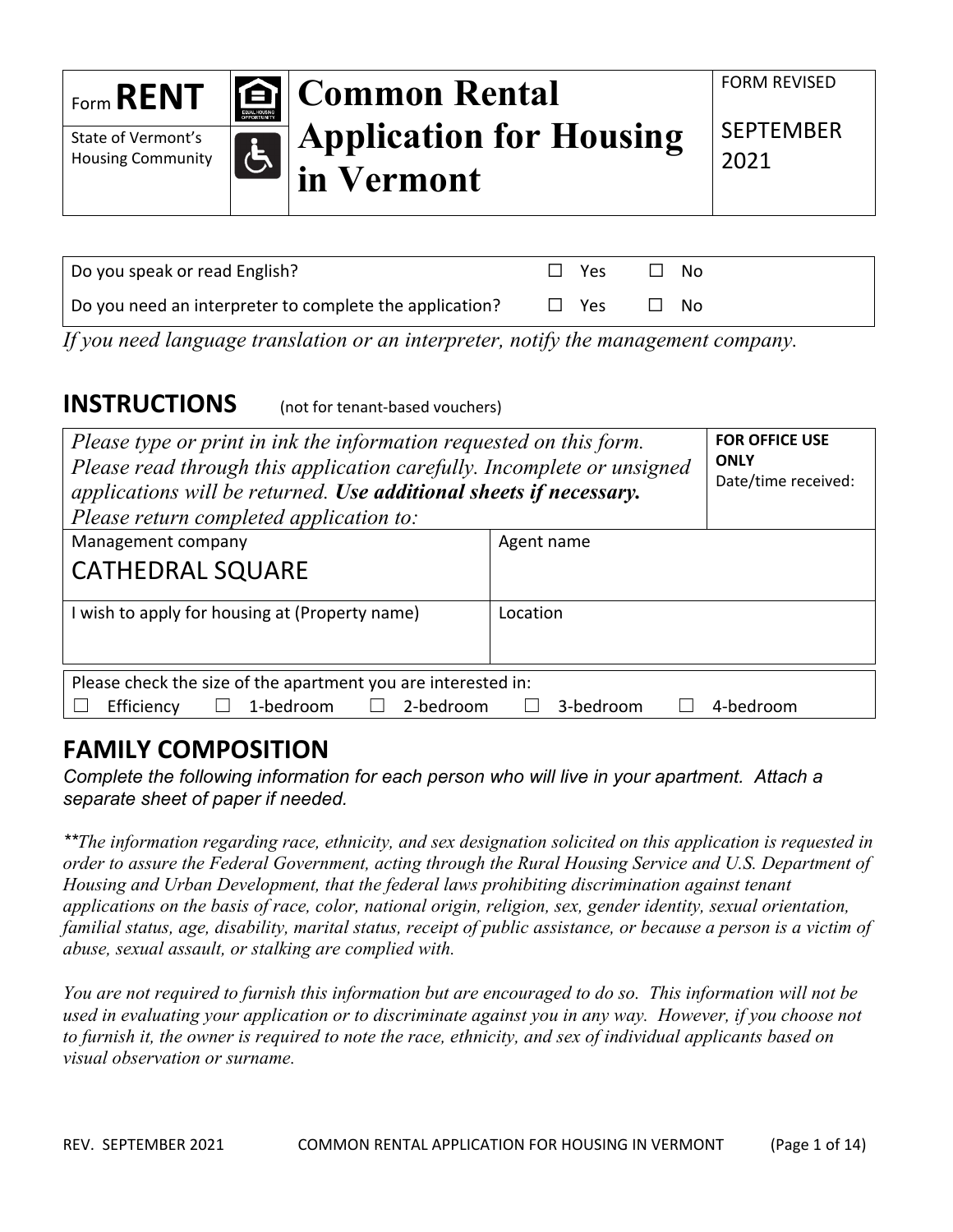| Form **RENT** | | **Common Rental Application for Housing in Vermont** | FORM REVISED |
|---|---|---|---|
| State of Vermont's Housing Community | | | SEPTEMBER 2021 |

| | | |
|---|---|---|
| Do you speak or read English? | ☐ Yes | ☐ No |
| Do you need an interpreter to complete the application? | ☐ Yes | ☐ No |

*If you need language translation or an interpreter, notify the management company.*

## INSTRUCTIONS (not for tenant-based vouchers)

| | | |
|---|---|---|
| *Please type or print in ink the information requested on this form. Please read through this application carefully. Incomplete or unsigned applications will be returned.* ***Use additional sheets if necessary.*** *Please return completed application to:* | | **FOR OFFICE USE ONLY** Date/time received: |
| Management company CATHEDRAL SQUARE | Agent name | |
| I wish to apply for housing at (Property name) | Location | |

Please check the size of the apartment you are interested in:
☐ Efficiency ☐ 1-bedroom ☐ 2-bedroom ☐ 3-bedroom ☐ 4-bedroom

## FAMILY COMPOSITION

*Complete the following information for each person who will live in your apartment. Attach a separate sheet of paper if needed.*

*\*\*The information regarding race, ethnicity, and sex designation solicited on this application is requested in order to assure the Federal Government, acting through the Rural Housing Service and U.S. Department of Housing and Urban Development, that the federal laws prohibiting discrimination against tenant applications on the basis of race, color, national origin, religion, sex, gender identity, sexual orientation, familial status, age, disability, marital status, receipt of public assistance, or because a person is a victim of abuse, sexual assault, or stalking are complied with.*

*You are not required to furnish this information but are encouraged to do so. This information will not be used in evaluating your application or to discriminate against you in any way. However, if you choose not to furnish it, the owner is required to note the race, ethnicity, and sex of individual applicants based on visual observation or surname.*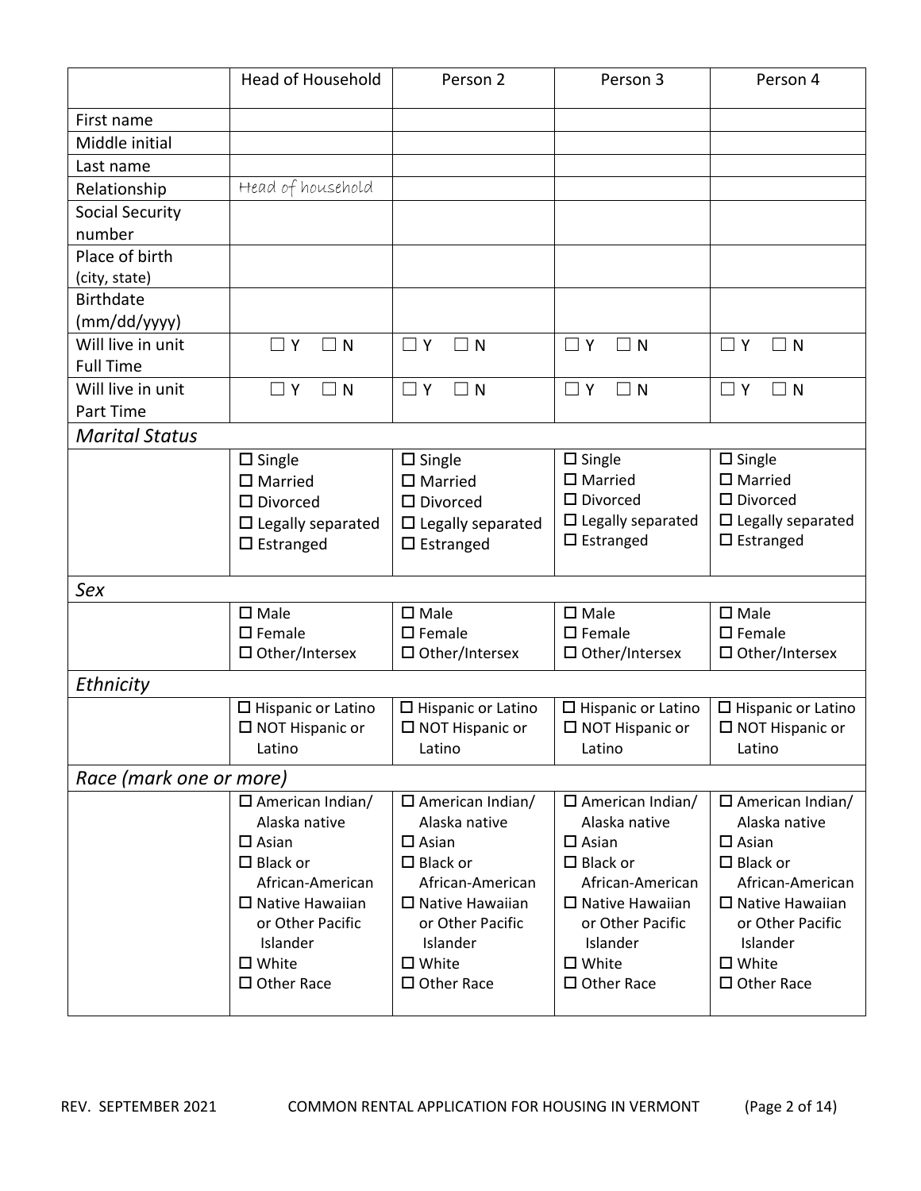| | Head of Household | Person 2 | Person 3 | Person 4 |
|---|---|---|---|---|
| First name | | | | |
| Middle initial | | | | |
| Last name | | | | |
| Relationship | Head of household | | | |
| Social Security number | | | | |
| Place of birth (city, state) | | | | |
| Birthdate (mm/dd/yyyy) | | | | |
| Will live in unit Full Time | ☐ Y ☐ N | ☐ Y ☐ N | ☐ Y ☐ N | ☐ Y ☐ N |
| Will live in unit Part Time | ☐ Y ☐ N | ☐ Y ☐ N | ☐ Y ☐ N | ☐ Y ☐ N |
| *Marital Status* | | | | |
| | ☐ Single<br>☐ Married<br>☐ Divorced<br>☐ Legally separated<br>☐ Estranged | ☐ Single<br>☐ Married<br>☐ Divorced<br>☐ Legally separated<br>☐ Estranged | ☐ Single<br>☐ Married<br>☐ Divorced<br>☐ Legally separated<br>☐ Estranged | ☐ Single<br>☐ Married<br>☐ Divorced<br>☐ Legally separated<br>☐ Estranged |
| *Sex* | | | | |
| | ☐ Male<br>☐ Female<br>☐ Other/Intersex | ☐ Male<br>☐ Female<br>☐ Other/Intersex | ☐ Male<br>☐ Female<br>☐ Other/Intersex | ☐ Male<br>☐ Female<br>☐ Other/Intersex |
| *Ethnicity* | | | | |
| | ☐ Hispanic or Latino<br>☐ NOT Hispanic or Latino | ☐ Hispanic or Latino<br>☐ NOT Hispanic or Latino | ☐ Hispanic or Latino<br>☐ NOT Hispanic or Latino | ☐ Hispanic or Latino<br>☐ NOT Hispanic or Latino |
| *Race (mark one or more)* | | | | |
| | ☐ American Indian/ Alaska native<br>☐ Asian<br>☐ Black or African-American<br>☐ Native Hawaiian or Other Pacific Islander<br>☐ White<br>☐ Other Race | ☐ American Indian/ Alaska native<br>☐ Asian<br>☐ Black or African-American<br>☐ Native Hawaiian or Other Pacific Islander<br>☐ White<br>☐ Other Race | ☐ American Indian/ Alaska native<br>☐ Asian<br>☐ Black or African-American<br>☐ Native Hawaiian or Other Pacific Islander<br>☐ White<br>☐ Other Race | ☐ American Indian/ Alaska native<br>☐ Asian<br>☐ Black or African-American<br>☐ Native Hawaiian or Other Pacific Islander<br>☐ White<br>☐ Other Race |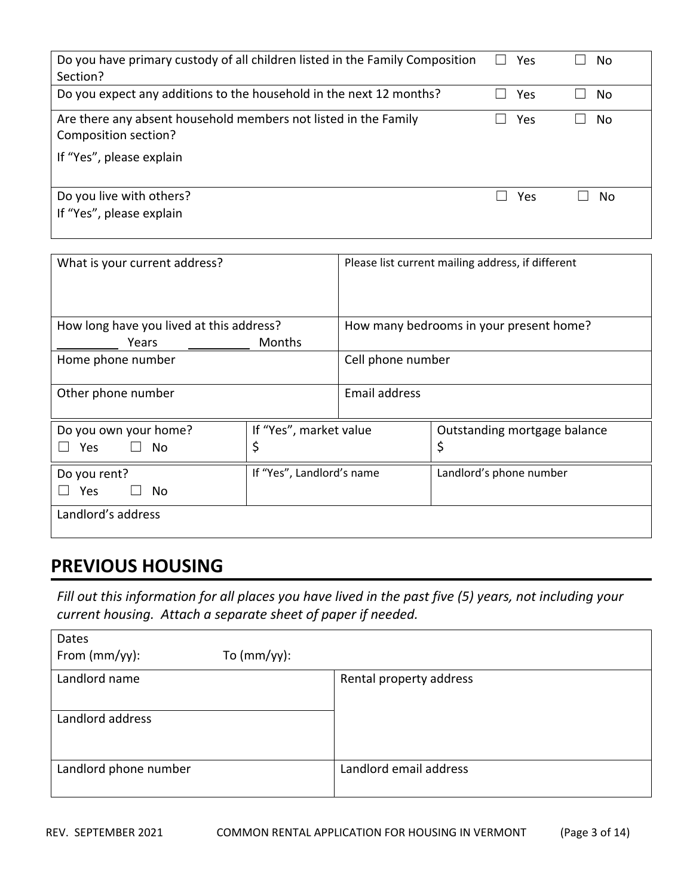| | | |
|---|---|---|
| Do you have primary custody of all children listed in the Family Composition Section? | ☐ Yes | ☐ No |
| Do you expect any additions to the household in the next 12 months? | ☐ Yes | ☐ No |
| Are there any absent household members not listed in the Family Composition section?<br>If "Yes", please explain | ☐ Yes | ☐ No |
| Do you live with others?<br>If "Yes", please explain | ☐ Yes | ☐ No |

| | |
|---|---|
| What is your current address? | Please list current mailing address, if different |
| How long have you lived at this address?<br>_________ Years _________ Months | How many bedrooms in your present home? |
| Home phone number | Cell phone number |
| Other phone number | Email address |

| | | |
|---|---|---|
| Do you own your home?<br>☐ Yes ☐ No | If "Yes", market value<br>$ | Outstanding mortgage balance<br>$ |
| Do you rent?<br>☐ Yes ☐ No | If "Yes", Landlord's name | Landlord's phone number |
| Landlord's address | | |

## PREVIOUS HOUSING

*Fill out this information for all places you have lived in the past five (5) years, not including your current housing. Attach a separate sheet of paper if needed.*

| | |
|---|---|
| Dates<br>From (mm/yy): To (mm/yy): | |
| Landlord name | Rental property address |
| Landlord address | |
| Landlord phone number | Landlord email address |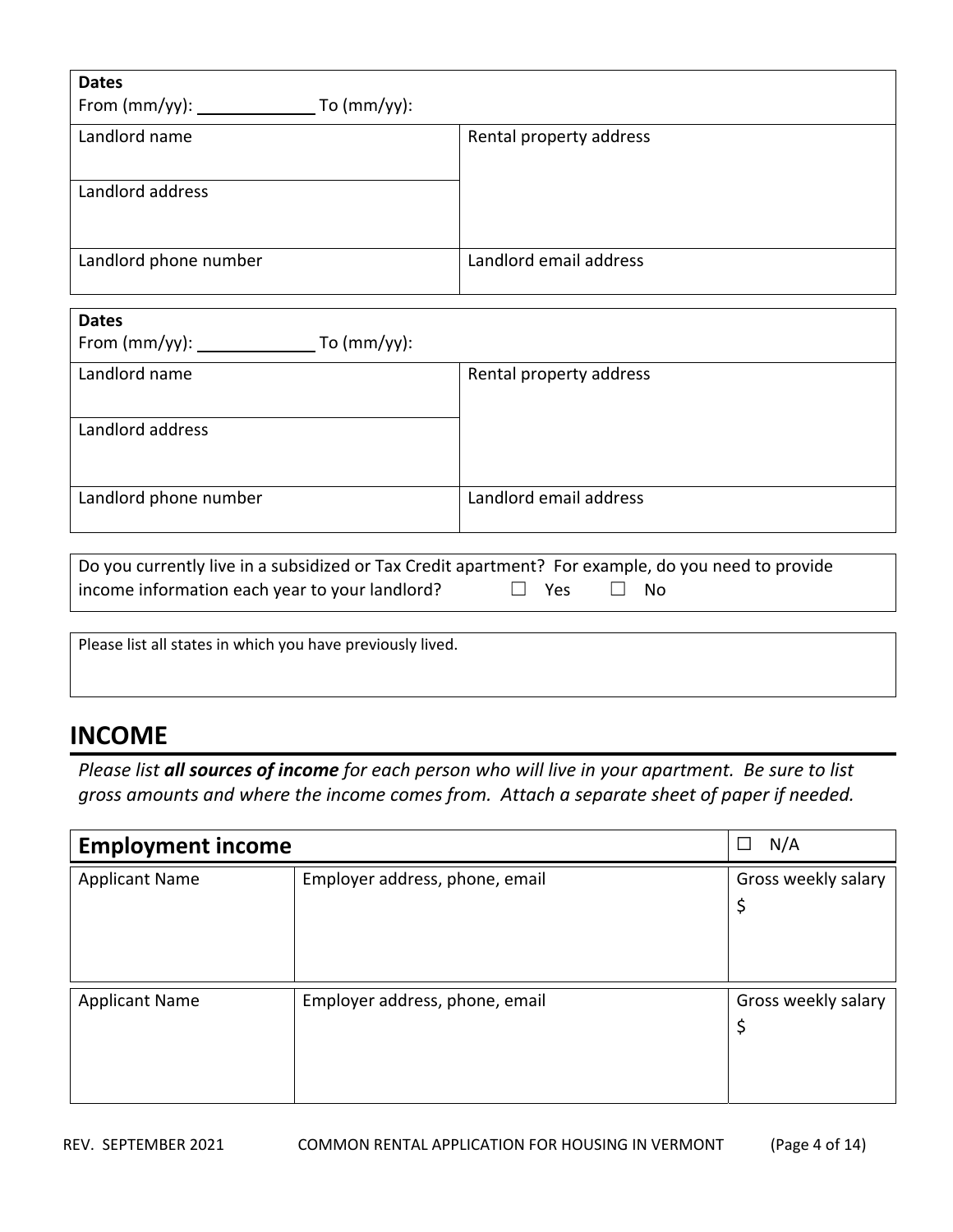| **Dates**<br>From (mm/yy): ____________ To (mm/yy): | |
|---|---|
| Landlord name | Rental property address |
| Landlord address | |
| Landlord phone number | Landlord email address |

| **Dates**<br>From (mm/yy): ____________ To (mm/yy): | |
|---|---|
| Landlord name | Rental property address |
| Landlord address | |
| Landlord phone number | Landlord email address |

| Do you currently live in a subsidized or Tax Credit apartment? For example, do you need to provide income information each year to your landlord? ☐ Yes ☐ No |
|---|

| Please list all states in which you have previously lived. |
|---|
| |

## INCOME

*Please list* ***all sources of income*** *for each person who will live in your apartment. Be sure to list gross amounts and where the income comes from. Attach a separate sheet of paper if needed.*

| **Employment income** | | ☐ N/A |
|---|---|---|
| Applicant Name | Employer address, phone, email | Gross weekly salary<br>$ |
| Applicant Name | Employer address, phone, email | Gross weekly salary<br>$ |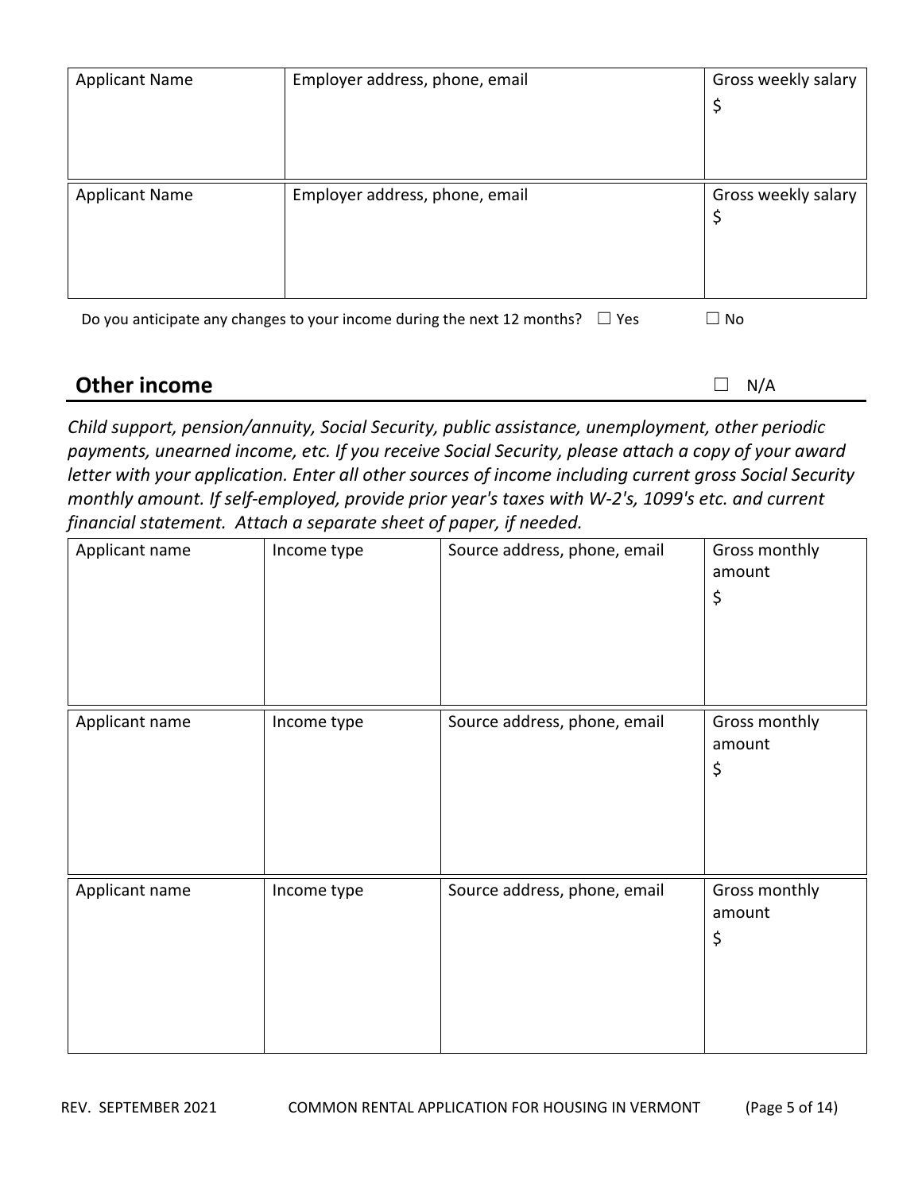| Applicant Name | Employer address, phone, email | Gross weekly salary<br>$ |
|---|---|---|
| Applicant Name | Employer address, phone, email | Gross weekly salary<br>$ |

Do you anticipate any changes to your income during the next 12 months? ☐ Yes ☐ No

## Other income

☐ N/A

*Child support, pension/annuity, Social Security, public assistance, unemployment, other periodic payments, unearned income, etc. If you receive Social Security, please attach a copy of your award letter with your application. Enter all other sources of income including current gross Social Security monthly amount. If self-employed, provide prior year's taxes with W-2's, 1099's etc. and current financial statement. Attach a separate sheet of paper, if needed.*

| Applicant name | Income type | Source address, phone, email | Gross monthly amount<br>$ |
|---|---|---|---|
| Applicant name | Income type | Source address, phone, email | Gross monthly amount<br>$ |
| Applicant name | Income type | Source address, phone, email | Gross monthly amount<br>$ |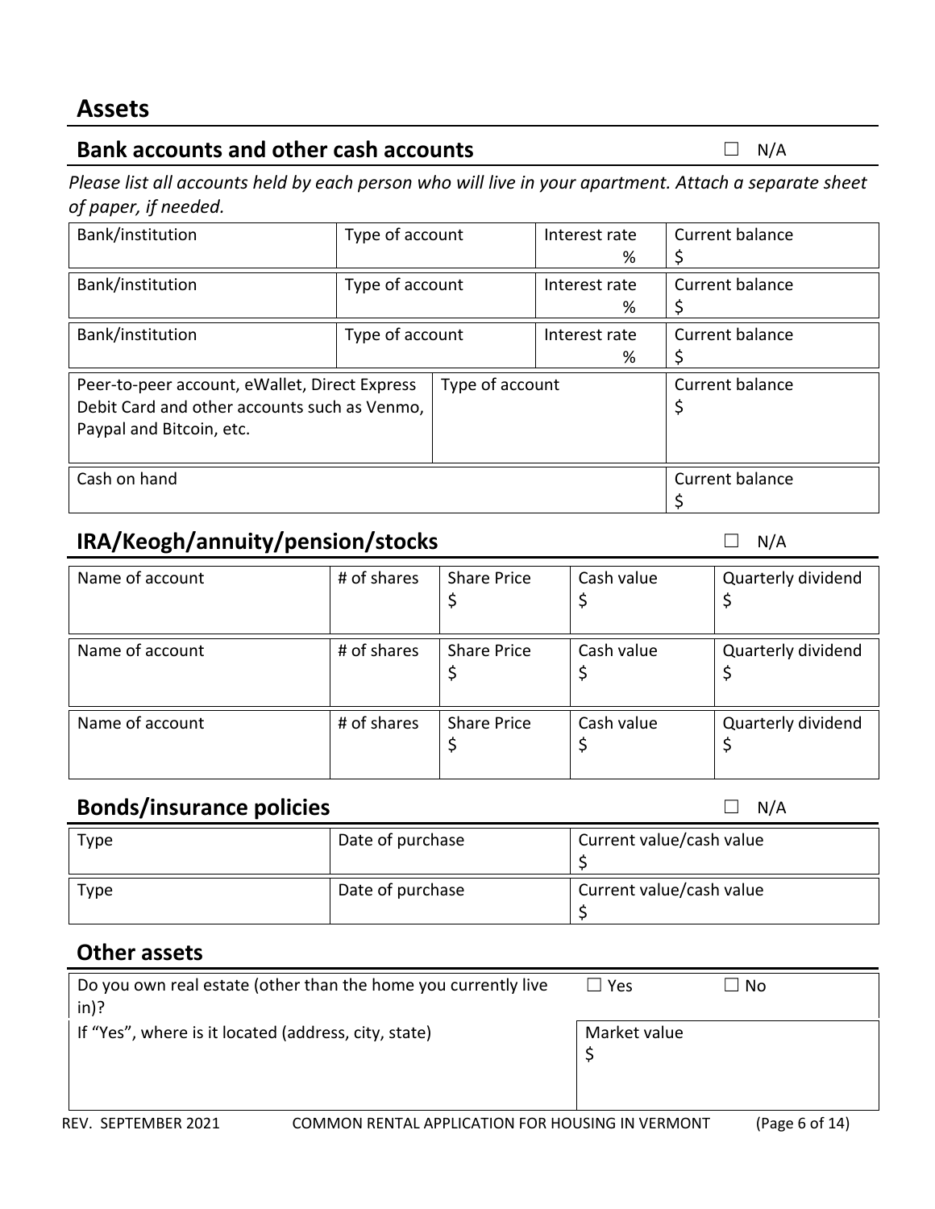# Assets

## Bank accounts and other cash accounts

☐ N/A

*Please list all accounts held by each person who will live in your apartment. Attach a separate sheet of paper, if needed.*

| Bank/institution | Type of account | Interest rate % | Current balance $ |
|---|---|---|---|
| Bank/institution | Type of account | Interest rate % | Current balance $ |
| Bank/institution | Type of account | Interest rate % | Current balance $ |

| Peer-to-peer account, eWallet, Direct Express Debit Card and other accounts such as Venmo, Paypal and Bitcoin, etc. | Type of account | Current balance $ |
|---|---|---|
| Cash on hand | | Current balance $ |

## IRA/Keogh/annuity/pension/stocks

☐ N/A

| Name of account | # of shares | Share Price $ | Cash value $ | Quarterly dividend $ |
|---|---|---|---|---|
| Name of account | # of shares | Share Price $ | Cash value $ | Quarterly dividend $ |
| Name of account | # of shares | Share Price $ | Cash value $ | Quarterly dividend $ |

## Bonds/insurance policies

☐ N/A

| Type | Date of purchase | Current value/cash value $ |
|---|---|---|
| Type | Date of purchase | Current value/cash value $ |

## Other assets

| Do you own real estate (other than the home you currently live in)? | ☐ Yes ☐ No |
|---|---|
| If "Yes", where is it located (address, city, state) | Market value $ |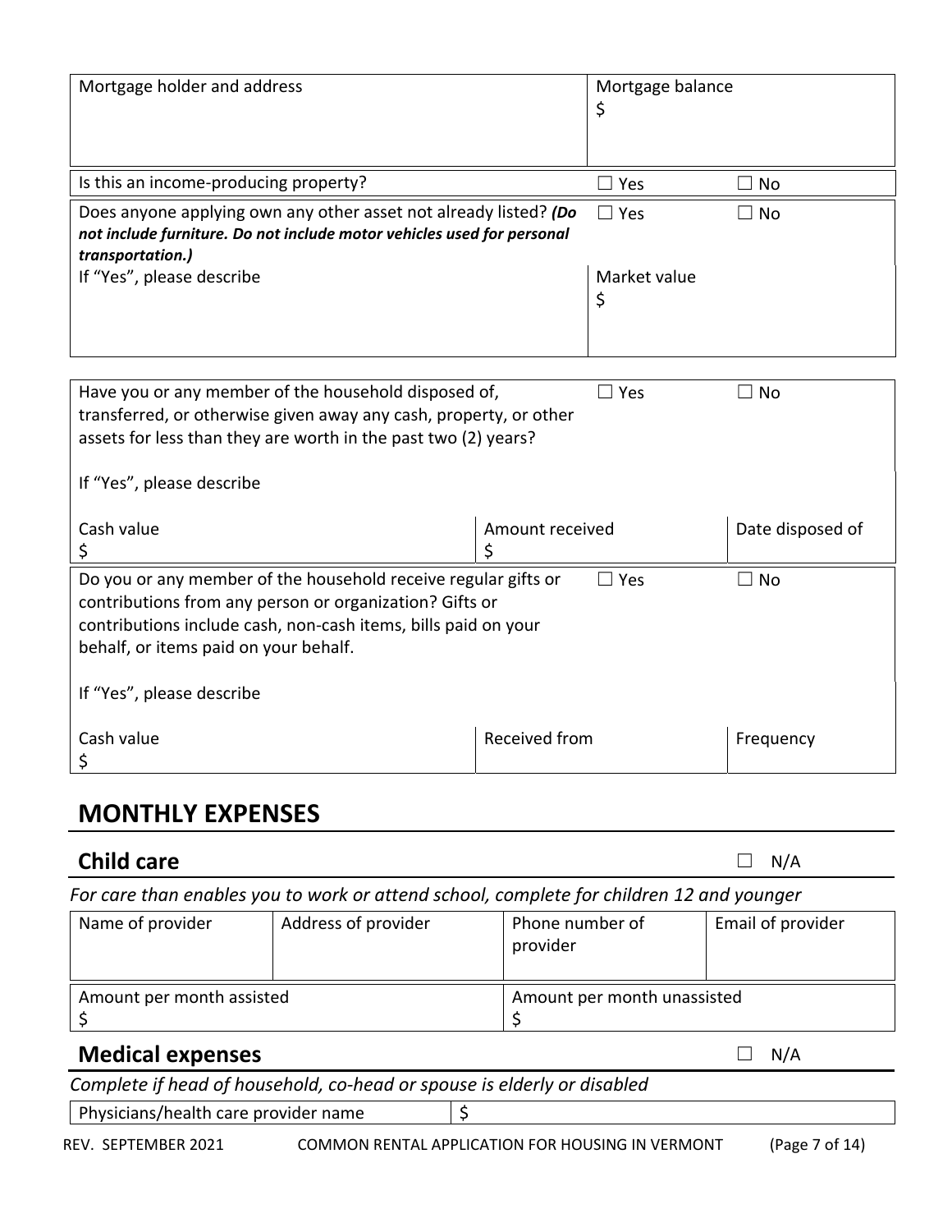| Mortgage holder and address | Mortgage balance<br>$ | |
|---|---|---|
| Is this an income-producing property? | ☐ Yes | ☐ No |
| Does anyone applying own any other asset not already listed? ***(Do not include furniture. Do not include motor vehicles used for personal transportation.)*** | ☐ Yes | ☐ No |
| If "Yes", please describe | Market value<br>$ | |

| Have you or any member of the household disposed of, transferred, or otherwise given away any cash, property, or other assets for less than they are worth in the past two (2) years? | | ☐ Yes | ☐ No |
|---|---|---|---|
| If "Yes", please describe | | | |
| Cash value<br>$ | Amount received<br>$ | | Date disposed of |
| Do you or any member of the household receive regular gifts or contributions from any person or organization? Gifts or contributions include cash, non-cash items, bills paid on your behalf, or items paid on your behalf. | | ☐ Yes | ☐ No |
| If "Yes", please describe | | | |
| Cash value<br>$ | Received from | | Frequency |

## MONTHLY EXPENSES

### Child care ☐ N/A

*For care than enables you to work or attend school, complete for children 12 and younger*

| Name of provider | Address of provider | Phone number of provider | Email of provider |
|---|---|---|---|
| Amount per month assisted<br>$ | | Amount per month unassisted<br>$ | |

### Medical expenses ☐ N/A

*Complete if head of household, co-head or spouse is elderly or disabled*

| Physicians/health care provider name | $ |
|---|---|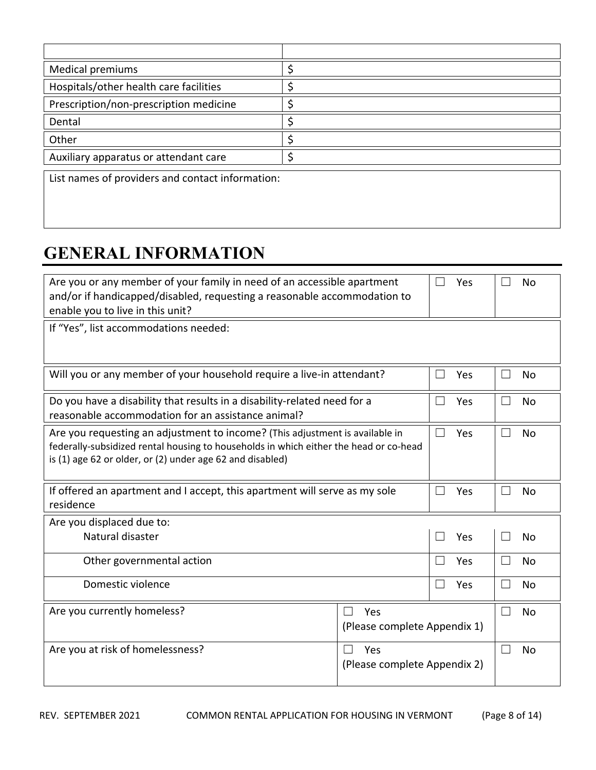| | |
|---|---|
| Medical premiums | $ |
| Hospitals/other health care facilities | $ |
| Prescription/non-prescription medicine | $ |
| Dental | $ |
| Other | $ |
| Auxiliary apparatus or attendant care | $ |

List names of providers and contact information:

# GENERAL INFORMATION

| | | |
|---|---|---|
| Are you or any member of your family in need of an accessible apartment and/or if handicapped/disabled, requesting a reasonable accommodation to enable you to live in this unit? | ☐ Yes | ☐ No |
| If "Yes", list accommodations needed: | | |
| Will you or any member of your household require a live-in attendant? | ☐ Yes | ☐ No |
| Do you have a disability that results in a disability-related need for a reasonable accommodation for an assistance animal? | ☐ Yes | ☐ No |
| Are you requesting an adjustment to income? (This adjustment is available in federally-subsidized rental housing to households in which either the head or co-head is (1) age 62 or older, or (2) under age 62 and disabled) | ☐ Yes | ☐ No |
| If offered an apartment and I accept, this apartment will serve as my sole residence | ☐ Yes | ☐ No |
| Are you displaced due to: | | |
| Natural disaster | ☐ Yes | ☐ No |
| Other governmental action | ☐ Yes | ☐ No |
| Domestic violence | ☐ Yes | ☐ No |
| Are you currently homeless? | ☐ Yes (Please complete Appendix 1) | ☐ No |
| Are you at risk of homelessness? | ☐ Yes (Please complete Appendix 2) | ☐ No |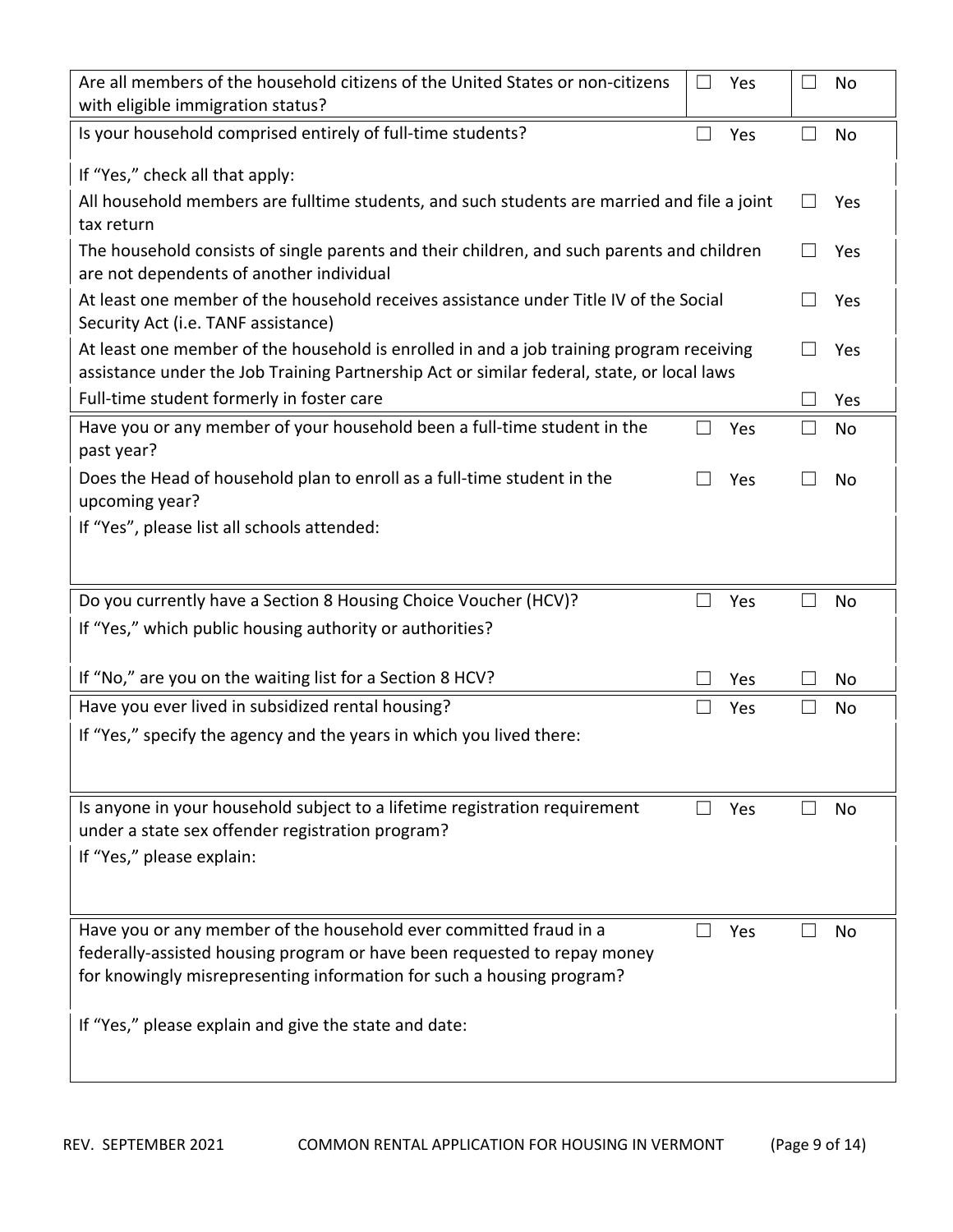| Question | | |
| --- | --- | --- |
| Are all members of the household citizens of the United States or non-citizens with eligible immigration status? | ☐ Yes | ☐ No |
| Is your household comprised entirely of full-time students? | ☐ Yes | ☐ No |
| If "Yes," check all that apply: | | |
| All household members are fulltime students, and such students are married and file a joint tax return | | ☐ Yes |
| The household consists of single parents and their children, and such parents and children are not dependents of another individual | | ☐ Yes |
| At least one member of the household receives assistance under Title IV of the Social Security Act (i.e. TANF assistance) | | ☐ Yes |
| At least one member of the household is enrolled in and a job training program receiving assistance under the Job Training Partnership Act or similar federal, state, or local laws | | ☐ Yes |
| Full-time student formerly in foster care | | ☐ Yes |
| Have you or any member of your household been a full-time student in the past year? | ☐ Yes | ☐ No |
| Does the Head of household plan to enroll as a full-time student in the upcoming year? | ☐ Yes | ☐ No |
| If "Yes", please list all schools attended: | | |
| Do you currently have a Section 8 Housing Choice Voucher (HCV)? | ☐ Yes | ☐ No |
| If "Yes," which public housing authority or authorities? | | |
| If "No," are you on the waiting list for a Section 8 HCV? | ☐ Yes | ☐ No |
| Have you ever lived in subsidized rental housing? | ☐ Yes | ☐ No |
| If "Yes," specify the agency and the years in which you lived there: | | |
| Is anyone in your household subject to a lifetime registration requirement under a state sex offender registration program? | ☐ Yes | ☐ No |
| If "Yes," please explain: | | |
| Have you or any member of the household ever committed fraud in a federally-assisted housing program or have been requested to repay money for knowingly misrepresenting information for such a housing program? | ☐ Yes | ☐ No |
| If "Yes," please explain and give the state and date: | | |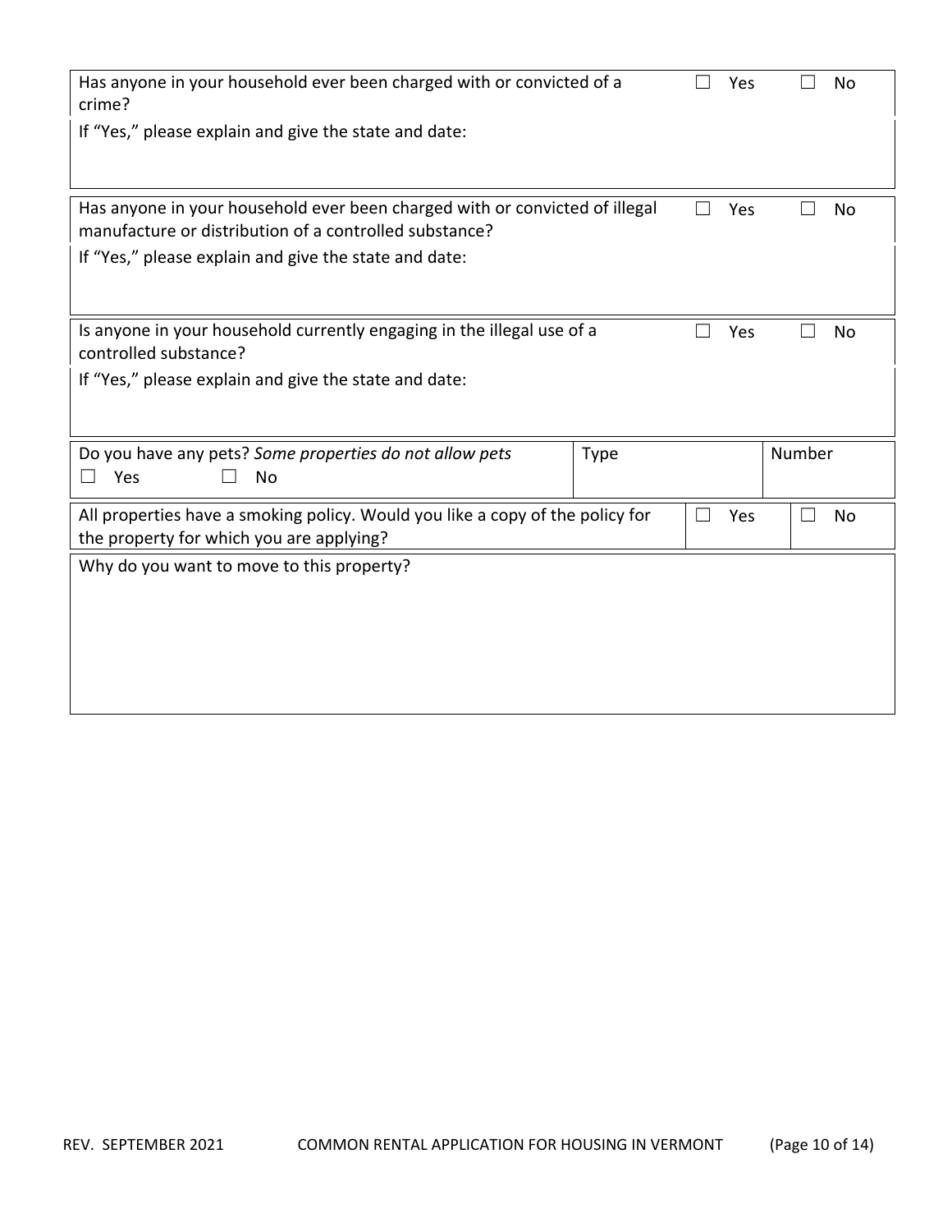| Has anyone in your household ever been charged with or convicted of a crime? | ☐ Yes | ☐ No |
|---|---|---|
| If "Yes," please explain and give the state and date: | | |

| Has anyone in your household ever been charged with or convicted of illegal manufacture or distribution of a controlled substance? | ☐ Yes | ☐ No |
|---|---|---|
| If "Yes," please explain and give the state and date: | | |

| Is anyone in your household currently engaging in the illegal use of a controlled substance? | ☐ Yes | ☐ No |
|---|---|---|
| If "Yes," please explain and give the state and date: | | |

| Do you have any pets? *Some properties do not allow pets* ☐ Yes ☐ No | Type | Number |
|---|---|---|

| All properties have a smoking policy. Would you like a copy of the policy for the property for which you are applying? | ☐ Yes | ☐ No |
|---|---|---|

| Why do you want to move to this property? |
|---|
| |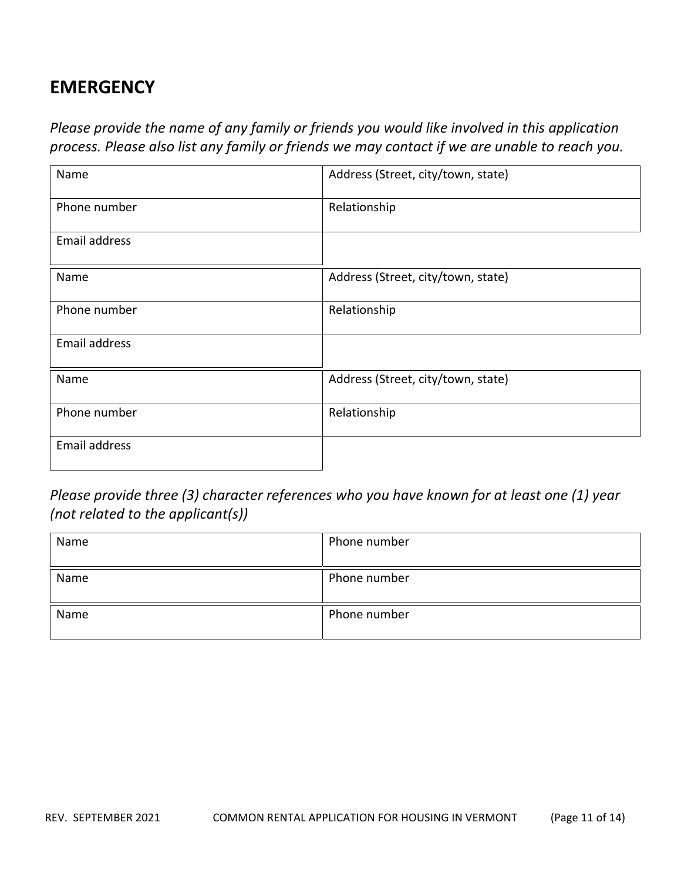## EMERGENCY

*Please provide the name of any family or friends you would like involved in this application process. Please also list any family or friends we may contact if we are unable to reach you.*

| Name | Address (Street, city/town, state) |
|---|---|
| Phone number | Relationship |
| Email address | |

| Name | Address (Street, city/town, state) |
|---|---|
| Phone number | Relationship |
| Email address | |

| Name | Address (Street, city/town, state) |
|---|---|
| Phone number | Relationship |
| Email address | |

*Please provide three (3) character references who you have known for at least one (1) year (not related to the applicant(s))*

| Name | Phone number |
|---|---|
| Name | Phone number |
| Name | Phone number |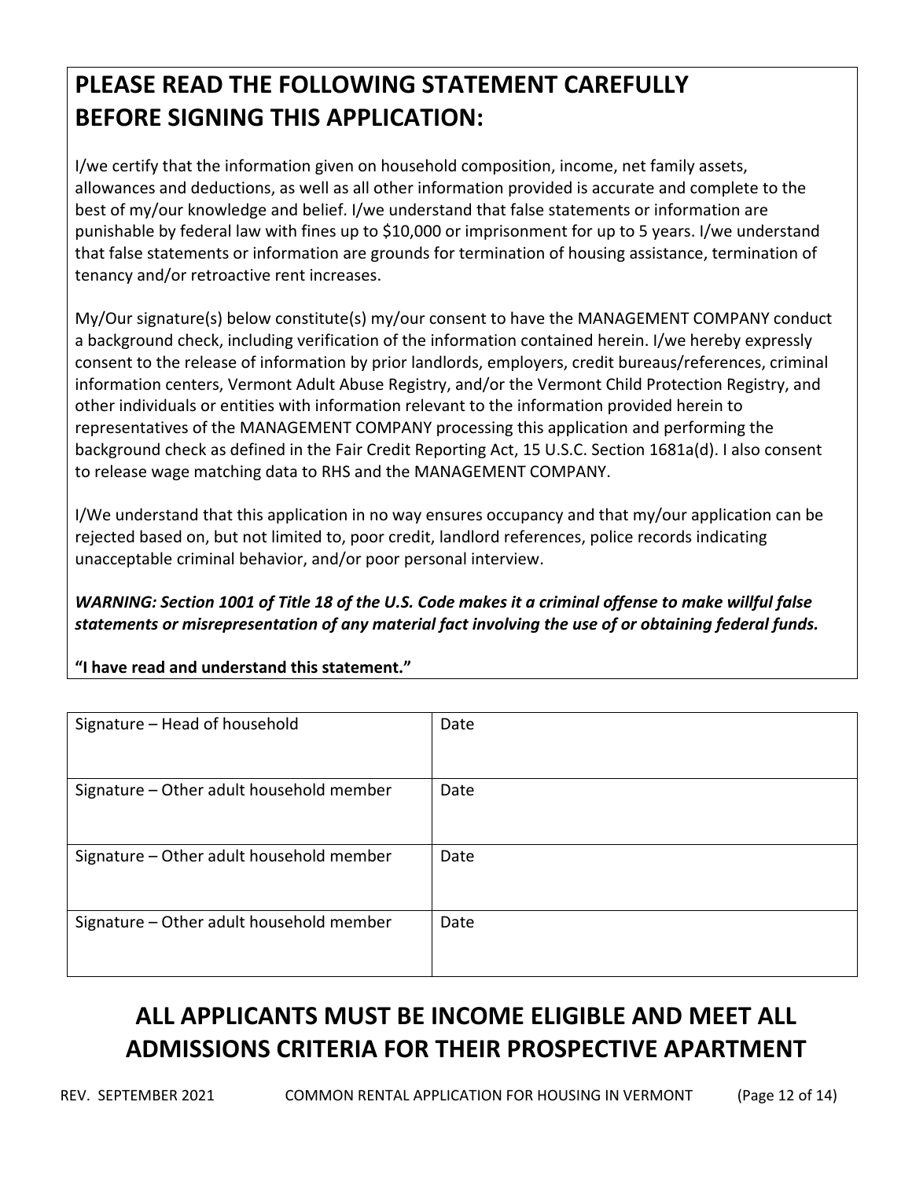## PLEASE READ THE FOLLOWING STATEMENT CAREFULLY BEFORE SIGNING THIS APPLICATION:

I/we certify that the information given on household composition, income, net family assets, allowances and deductions, as well as all other information provided is accurate and complete to the best of my/our knowledge and belief. I/we understand that false statements or information are punishable by federal law with fines up to $10,000 or imprisonment for up to 5 years. I/we understand that false statements or information are grounds for termination of housing assistance, termination of tenancy and/or retroactive rent increases.

My/Our signature(s) below constitute(s) my/our consent to have the MANAGEMENT COMPANY conduct a background check, including verification of the information contained herein. I/we hereby expressly consent to the release of information by prior landlords, employers, credit bureaus/references, criminal information centers, Vermont Adult Abuse Registry, and/or the Vermont Child Protection Registry, and other individuals or entities with information relevant to the information provided herein to representatives of the MANAGEMENT COMPANY processing this application and performing the background check as defined in the Fair Credit Reporting Act, 15 U.S.C. Section 1681a(d). I also consent to release wage matching data to RHS and the MANAGEMENT COMPANY.

I/We understand that this application in no way ensures occupancy and that my/our application can be rejected based on, but not limited to, poor credit, landlord references, police records indicating unacceptable criminal behavior, and/or poor personal interview.

***WARNING: Section 1001 of Title 18 of the U.S. Code makes it a criminal offense to make willful false statements or misrepresentation of any material fact involving the use of or obtaining federal funds.***

**"I have read and understand this statement."**

| Signature – Head of household | Date |
|---|---|
| Signature – Other adult household member | Date |
| Signature – Other adult household member | Date |
| Signature – Other adult household member | Date |

## ALL APPLICANTS MUST BE INCOME ELIGIBLE AND MEET ALL ADMISSIONS CRITERIA FOR THEIR PROSPECTIVE APARTMENT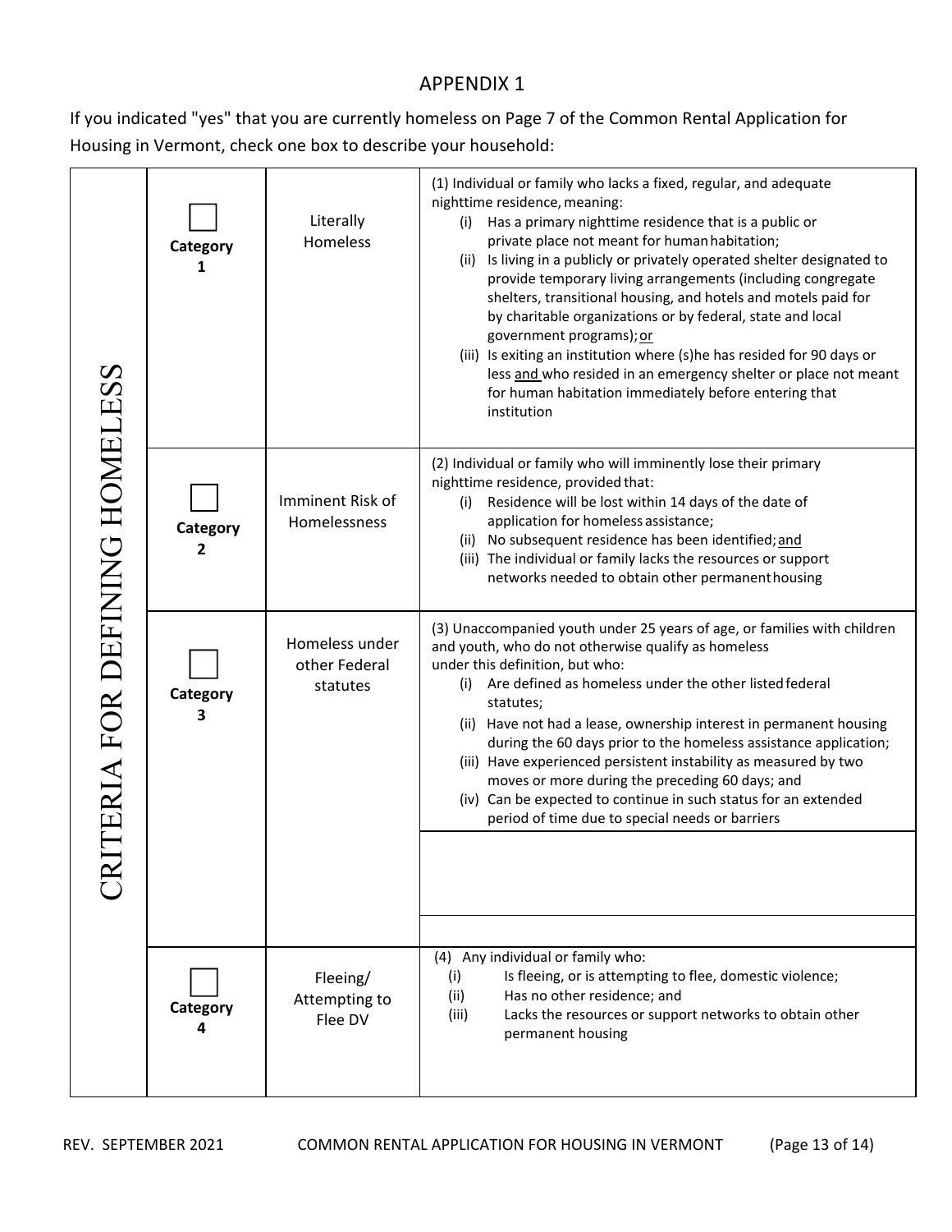# APPENDIX 1

If you indicated "yes" that you are currently homeless on Page 7 of the Common Rental Application for Housing in Vermont, check one box to describe your household:

| CRITERIA FOR DEFINING HOMELESS | | | |
|---|---|---|---|
| | ☐ **Category 1** | Literally Homeless | (1) Individual or family who lacks a fixed, regular, and adequate nighttime residence, meaning:<br>(i) Has a primary nighttime residence that is a public or private place not meant for human habitation;<br>(ii) Is living in a publicly or privately operated shelter designated to provide temporary living arrangements (including congregate shelters, transitional housing, and hotels and motels paid for by charitable organizations or by federal, state and local government programs); or<br>(iii) Is exiting an institution where (s)he has resided for 90 days or less and who resided in an emergency shelter or place not meant for human habitation immediately before entering that institution |
| | ☐ **Category 2** | Imminent Risk of Homelessness | (2) Individual or family who will imminently lose their primary nighttime residence, provided that:<br>(i) Residence will be lost within 14 days of the date of application for homeless assistance;<br>(ii) No subsequent residence has been identified; and<br>(iii) The individual or family lacks the resources or support networks needed to obtain other permanent housing |
| | ☐ **Category 3** | Homeless under other Federal statutes | (3) Unaccompanied youth under 25 years of age, or families with children and youth, who do not otherwise qualify as homeless under this definition, but who:<br>(i) Are defined as homeless under the other listed federal statutes;<br>(ii) Have not had a lease, ownership interest in permanent housing during the 60 days prior to the homeless assistance application;<br>(iii) Have experienced persistent instability as measured by two moves or more during the preceding 60 days; and<br>(iv) Can be expected to continue in such status for an extended period of time due to special needs or barriers |
| | ☐ **Category 4** | Fleeing/ Attempting to Flee DV | (4) Any individual or family who:<br>(i) Is fleeing, or is attempting to flee, domestic violence;<br>(ii) Has no other residence; and<br>(iii) Lacks the resources or support networks to obtain other permanent housing |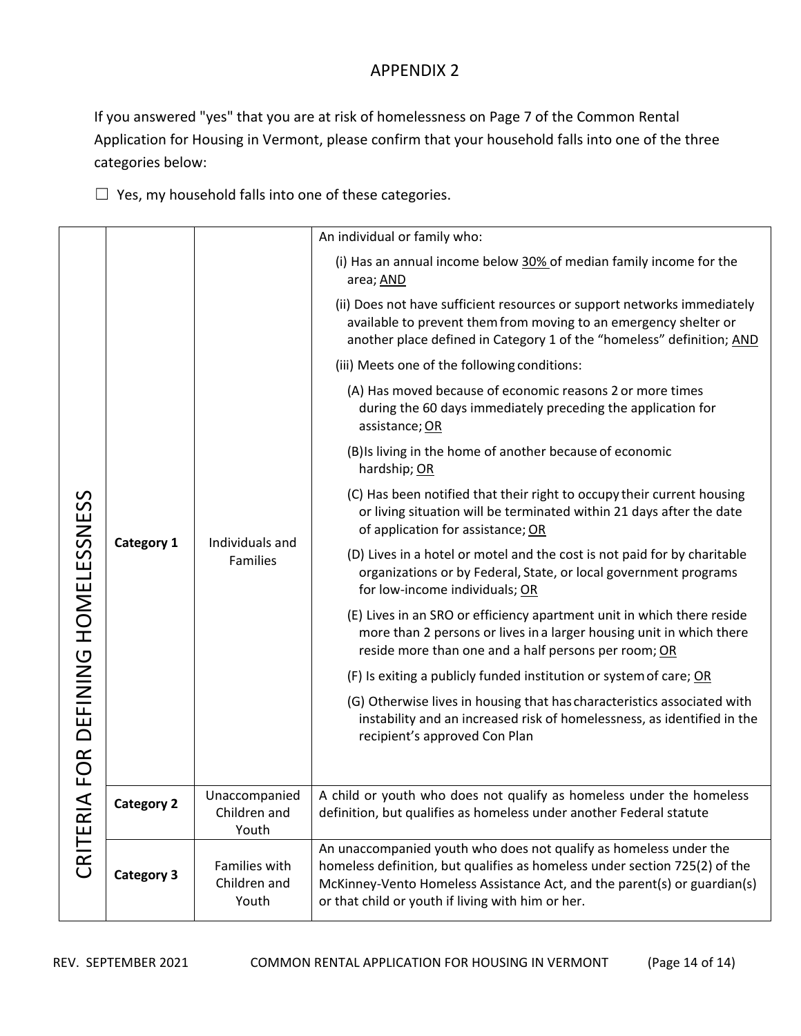# APPENDIX 2

If you answered "yes" that you are at risk of homelessness on Page 7 of the Common Rental Application for Housing in Vermont, please confirm that your household falls into one of the three categories below:

☐ Yes, my household falls into one of these categories.

| | | | |
|---|---|---|---|
| CRITERIA FOR DEFINING HOMELESSNESS | **Category 1** | Individuals and Families | An individual or family who:<br>(i) Has an annual income below <u>30%</u> of median family income for the area; <u>AND</u><br>(ii) Does not have sufficient resources or support networks immediately available to prevent them from moving to an emergency shelter or another place defined in Category 1 of the "homeless" definition; <u>AND</u><br>(iii) Meets one of the following conditions:<br>(A) Has moved because of economic reasons 2 or more times during the 60 days immediately preceding the application for assistance; <u>OR</u><br>(B)Is living in the home of another because of economic hardship; <u>OR</u><br>(C) Has been notified that their right to occupy their current housing or living situation will be terminated within 21 days after the date of application for assistance; <u>OR</u><br>(D) Lives in a hotel or motel and the cost is not paid for by charitable organizations or by Federal, State, or local government programs for low-income individuals; <u>OR</u><br>(E) Lives in an SRO or efficiency apartment unit in which there reside more than 2 persons or lives in a larger housing unit in which there reside more than one and a half persons per room; <u>OR</u><br>(F) Is exiting a publicly funded institution or system of care; <u>OR</u><br>(G) Otherwise lives in housing that has characteristics associated with instability and an increased risk of homelessness, as identified in the recipient's approved Con Plan |
| | **Category 2** | Unaccompanied Children and Youth | A child or youth who does not qualify as homeless under the homeless definition, but qualifies as homeless under another Federal statute |
| | **Category 3** | Families with Children and Youth | An unaccompanied youth who does not qualify as homeless under the homeless definition, but qualifies as homeless under section 725(2) of the McKinney-Vento Homeless Assistance Act, and the parent(s) or guardian(s) or that child or youth if living with him or her. |